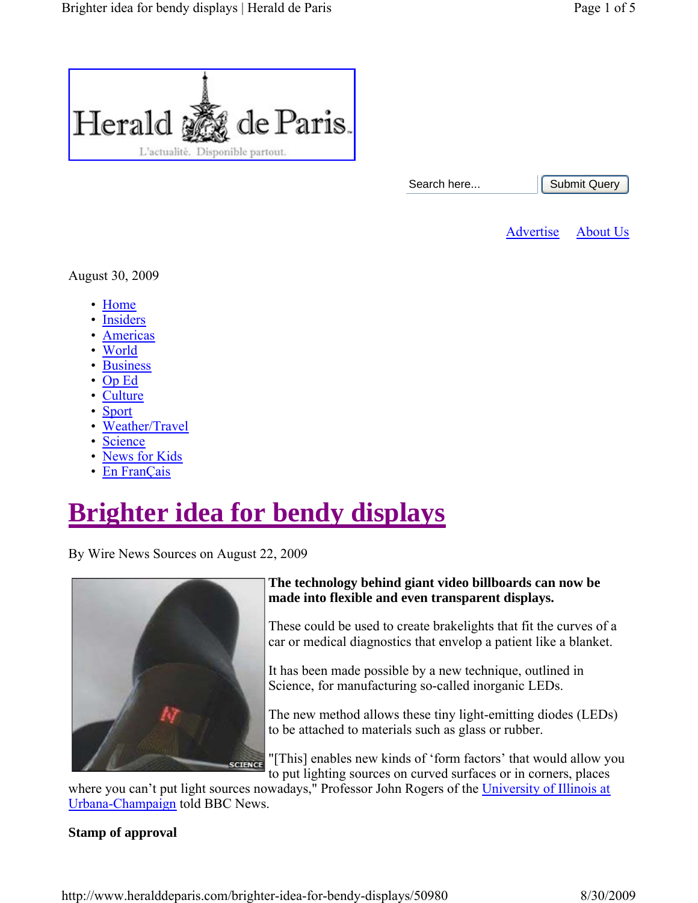Herald de Paris

L'actualité. Disponible partout.

Search here... Submit Query

Advertise About Us

August 30, 2009

- Home
- Insiders
- Americas
- World
- Business
- Op Ed
- Culture
- Sport
- Weather/Travel
- Science
- News for Kids
- En FranÇais

# Brighter idea for bendy displays

By Wire News Sources on August 22, 2009

**The technology behind giant video billboards can now be made into flexible and even transparent displays.**

These could be used to create brakelights that fit the curves of a car or medical diagnostics that envelop a patient like a blanket.

It has been made possible by a new technique, outlined in Science, for manufacturing so-called inorganic LEDs.

The new method allows these tiny light-emitting diodes (LEDs) to be attached to materials such as glass or rubber.

"[This] enables new kinds of 'form factors' that would allow you to put lighting sources on curved surfaces or in corners, places where you can't put light sources nowadays," Professor John Rogers of the University of Illinois at Urbana-Champaign told BBC News.

**Stamp of approval**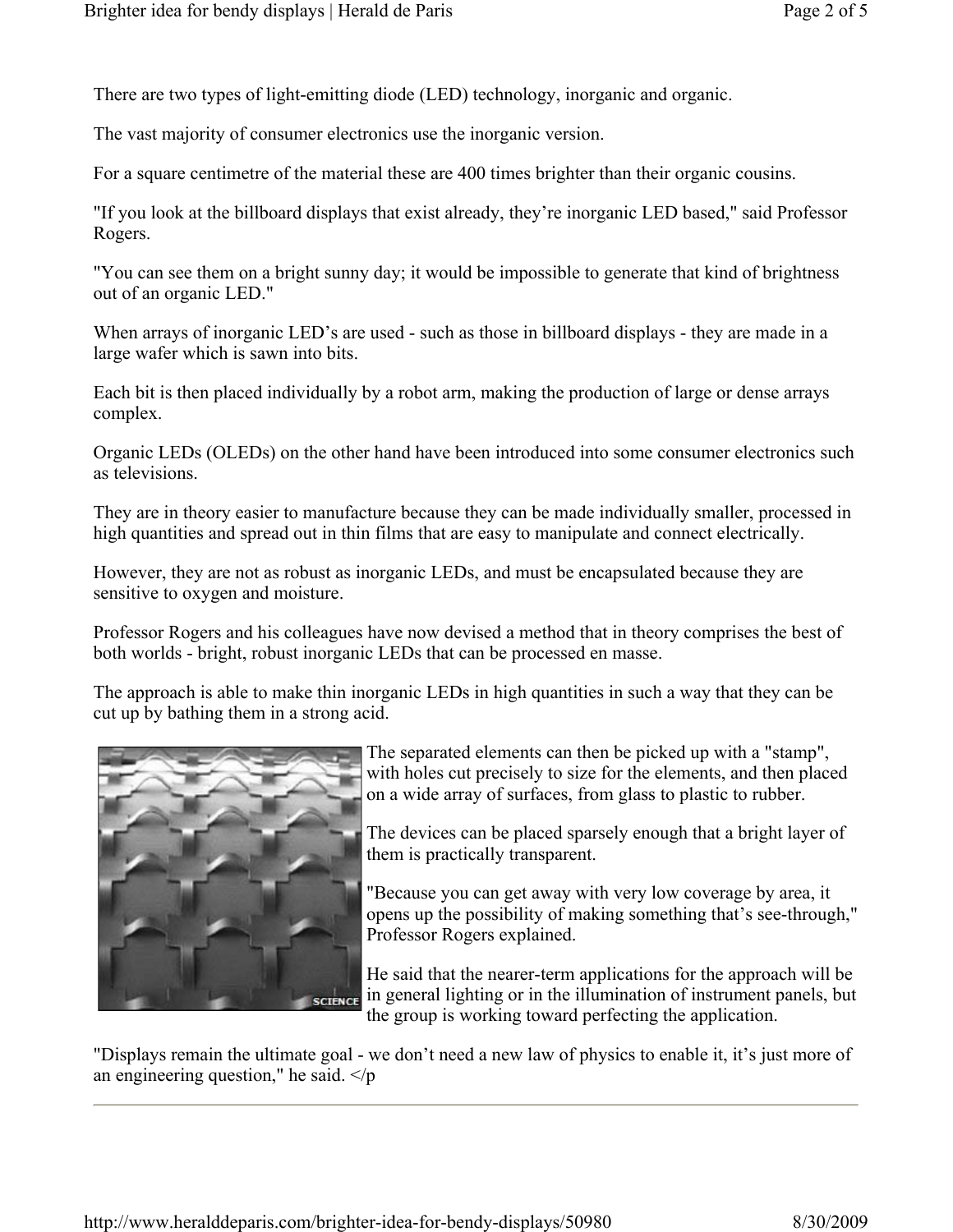There are two types of light-emitting diode (LED) technology, inorganic and organic.

The vast majority of consumer electronics use the inorganic version.

For a square centimetre of the material these are 400 times brighter than their organic cousins.

"If you look at the billboard displays that exist already, they're inorganic LED based," said Professor Rogers.

"You can see them on a bright sunny day; it would be impossible to generate that kind of brightness out of an organic LED."

When arrays of inorganic LED's are used - such as those in billboard displays - they are made in a large wafer which is sawn into bits.

Each bit is then placed individually by a robot arm, making the production of large or dense arrays complex.

Organic LEDs (OLEDs) on the other hand have been introduced into some consumer electronics such as televisions.

They are in theory easier to manufacture because they can be made individually smaller, processed in high quantities and spread out in thin films that are easy to manipulate and connect electrically.

However, they are not as robust as inorganic LEDs, and must be encapsulated because they are sensitive to oxygen and moisture.

Professor Rogers and his colleagues have now devised a method that in theory comprises the best of both worlds - bright, robust inorganic LEDs that can be processed en masse.

The approach is able to make thin inorganic LEDs in high quantities in such a way that they can be cut up by bathing them in a strong acid.

The separated elements can then be picked up with a "stamp", with holes cut precisely to size for the elements, and then placed on a wide array of surfaces, from glass to plastic to rubber.

The devices can be placed sparsely enough that a bright layer of them is practically transparent.

"Because you can get away with very low coverage by area, it opens up the possibility of making something that's see-through," Professor Rogers explained.

He said that the nearer-term applications for the approach will be in general lighting or in the illumination of instrument panels, but the group is working toward perfecting the application.

"Displays remain the ultimate goal - we don't need a new law of physics to enable it, it's just more of an engineering question," he said. </p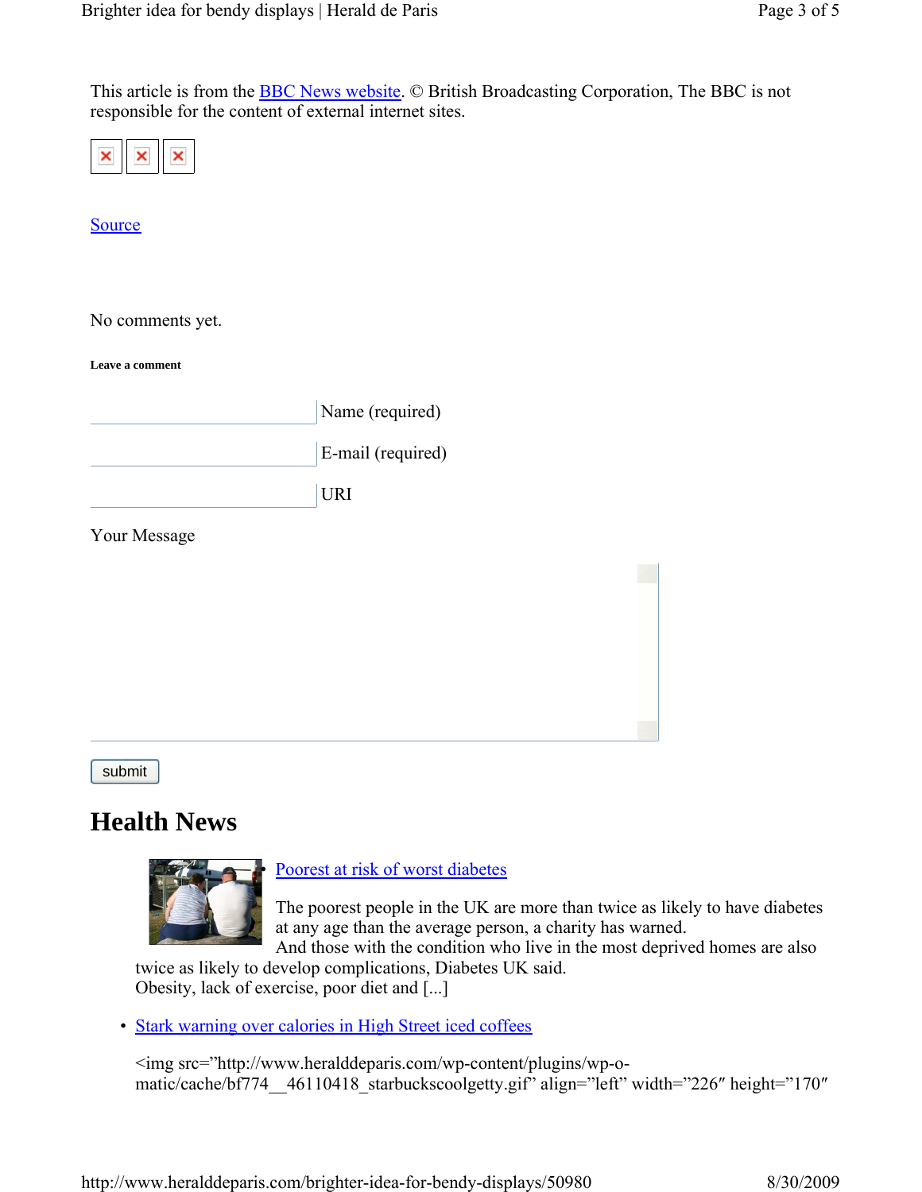This article is from the BBC News website. © British Broadcasting Corporation, The BBC is not responsible for the content of external internet sites.

Source

No comments yet.

**Leave a comment**

Name (required)

E-mail (required)

URI

Your Message

submit

# Health News

- Poorest at risk of worst diabetes

  The poorest people in the UK are more than twice as likely to have diabetes at any age than the average person, a charity has warned.
  And those with the condition who live in the most deprived homes are also twice as likely to develop complications, Diabetes UK said.
  Obesity, lack of exercise, poor diet and [...]

- Stark warning over calories in High Street iced coffees

  <img src="http://www.heralddeparis.com/wp-content/plugins/wp-o-matic/cache/bf774__46110418_starbuckscoolgetty.gif" align="left" width="226" height="170"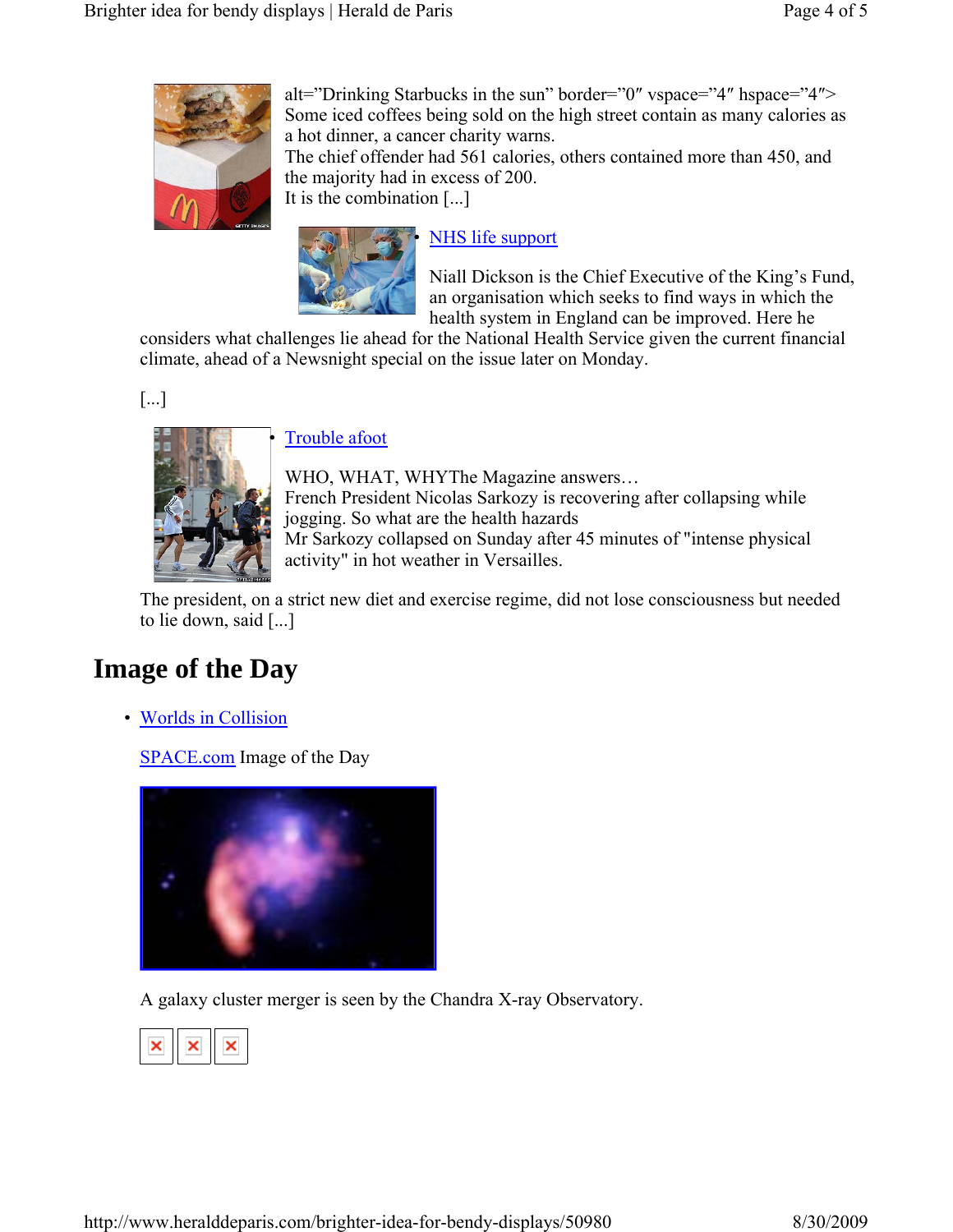alt="Drinking Starbucks in the sun" border="0″ vspace="4″ hspace="4″>
Some iced coffees being sold on the high street contain as many calories as a hot dinner, a cancer charity warns.
The chief offender had 561 calories, others contained more than 450, and the majority had in excess of 200.
It is the combination [...]

- [NHS life support](#)

  Niall Dickson is the Chief Executive of the King's Fund, an organisation which seeks to find ways in which the health system in England can be improved. Here he considers what challenges lie ahead for the National Health Service given the current financial climate, ahead of a Newsnight special on the issue later on Monday.

  [...]

- [Trouble afoot](#)

  WHO, WHAT, WHYThe Magazine answers…
  French President Nicolas Sarkozy is recovering after collapsing while jogging. So what are the health hazards
  Mr Sarkozy collapsed on Sunday after 45 minutes of "intense physical activity" in hot weather in Versailles.

  The president, on a strict new diet and exercise regime, did not lose consciousness but needed to lie down, said [...]

## Image of the Day

- [Worlds in Collision](#)

  [SPACE.com](#) Image of the Day

  A galaxy cluster merger is seen by the Chandra X-ray Observatory.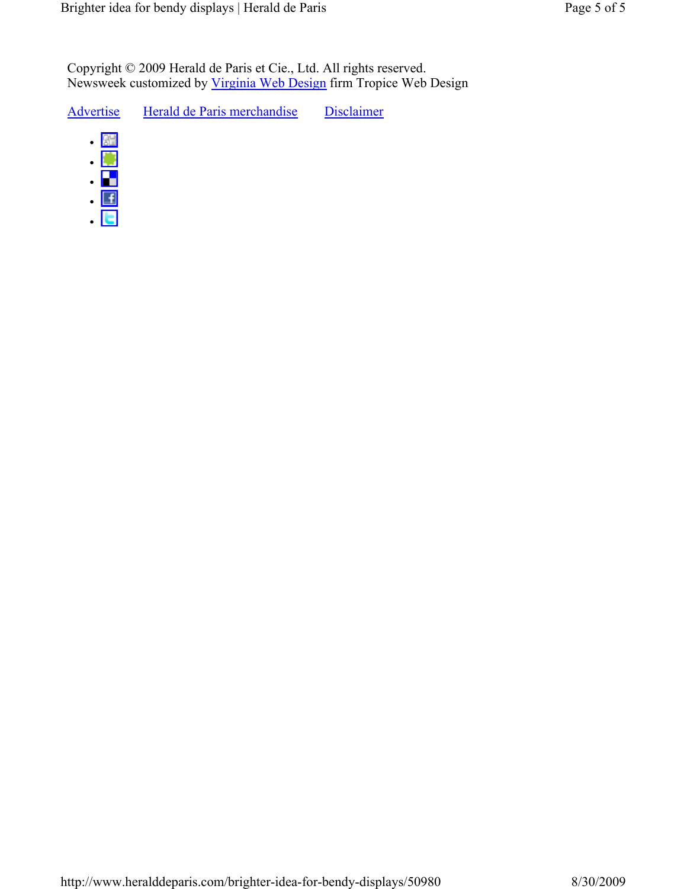Copyright © 2009 Herald de Paris et Cie., Ltd. All rights reserved.
Newsweek customized by Virginia Web Design firm Tropice Web Design

Advertise    Herald de Paris merchandise    Disclaimer